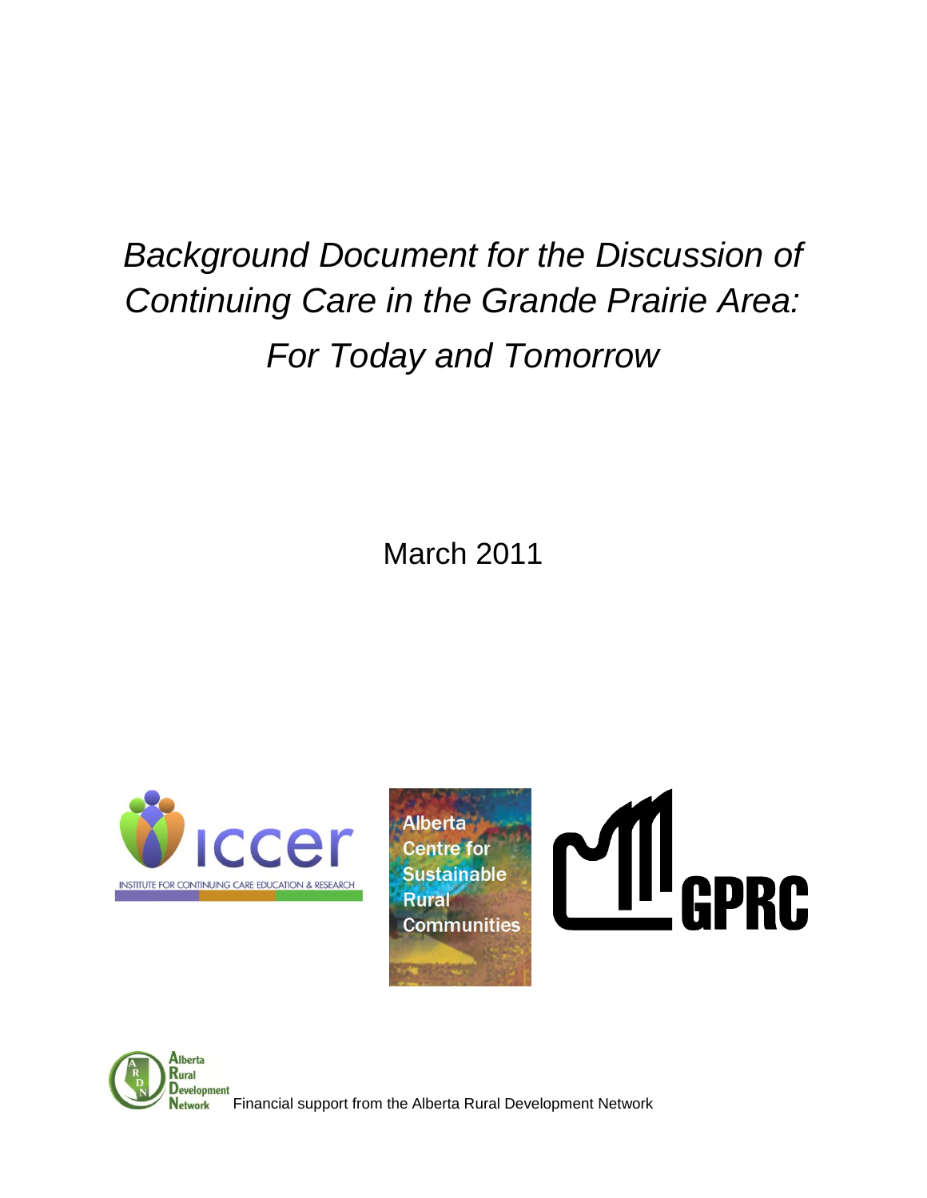# *Background Document for the Discussion of Continuing Care in the Grande Prairie Area: For Today and Tomorrow*

March 2011

Financial support from the Alberta Rural Development Network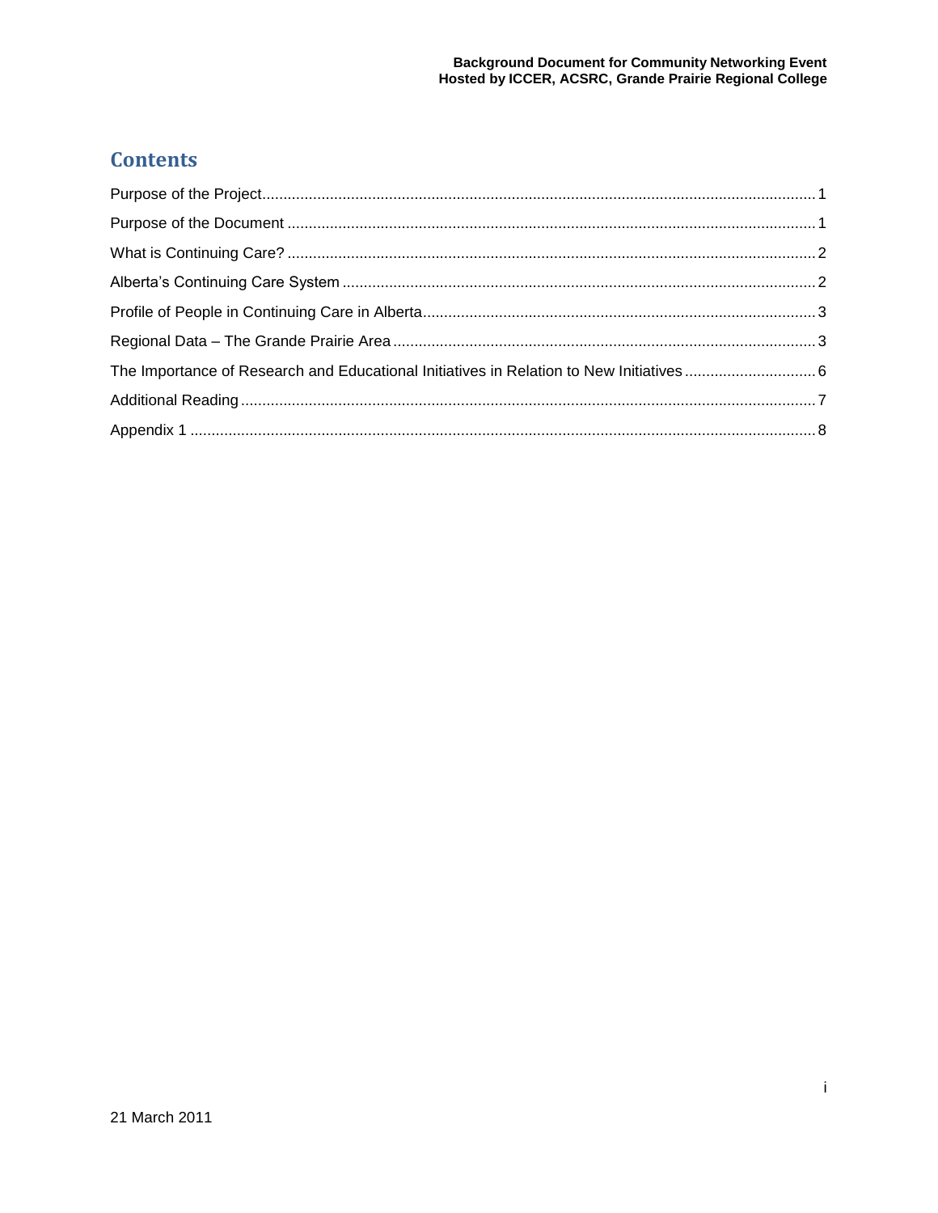## Contents

Purpose of the Project .......... 1

Purpose of the Document .......... 1

What is Continuing Care? .......... 2

Alberta's Continuing Care System .......... 2

Profile of People in Continuing Care in Alberta .......... 3

Regional Data – The Grande Prairie Area .......... 3

The Importance of Research and Educational Initiatives in Relation to New Initiatives .......... 6

Additional Reading .......... 7

Appendix 1 .......... 8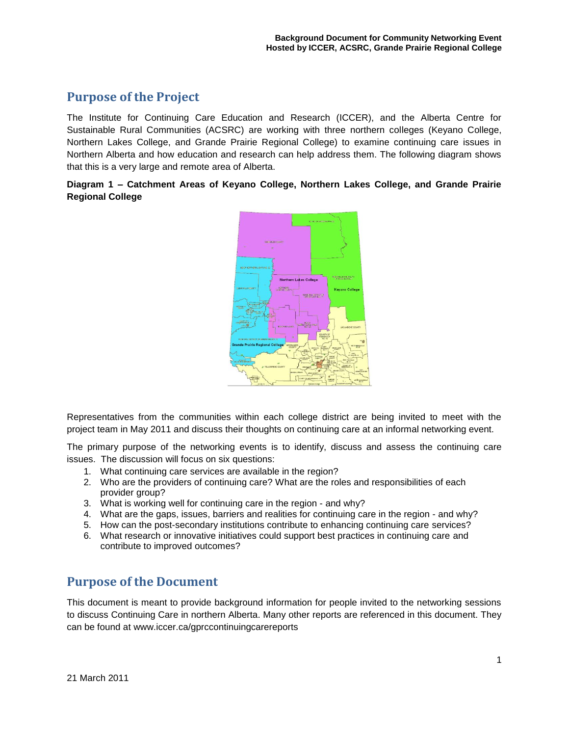## Purpose of the Project

The Institute for Continuing Care Education and Research (ICCER), and the Alberta Centre for Sustainable Rural Communities (ACSRC) are working with three northern colleges (Keyano College, Northern Lakes College, and Grande Prairie Regional College) to examine continuing care issues in Northern Alberta and how education and research can help address them. The following diagram shows that this is a very large and remote area of Alberta.

**Diagram 1 – Catchment Areas of Keyano College, Northern Lakes College, and Grande Prairie Regional College**

Representatives from the communities within each college district are being invited to meet with the project team in May 2011 and discuss their thoughts on continuing care at an informal networking event.

The primary purpose of the networking events is to identify, discuss and assess the continuing care issues. The discussion will focus on six questions:

1. What continuing care services are available in the region?
2. Who are the providers of continuing care? What are the roles and responsibilities of each provider group?
3. What is working well for continuing care in the region - and why?
4. What are the gaps, issues, barriers and realities for continuing care in the region - and why?
5. How can the post-secondary institutions contribute to enhancing continuing care services?
6. What research or innovative initiatives could support best practices in continuing care and contribute to improved outcomes?

## Purpose of the Document

This document is meant to provide background information for people invited to the networking sessions to discuss Continuing Care in northern Alberta. Many other reports are referenced in this document. They can be found at www.iccer.ca/gprccontinuingcarereports

21 March 2011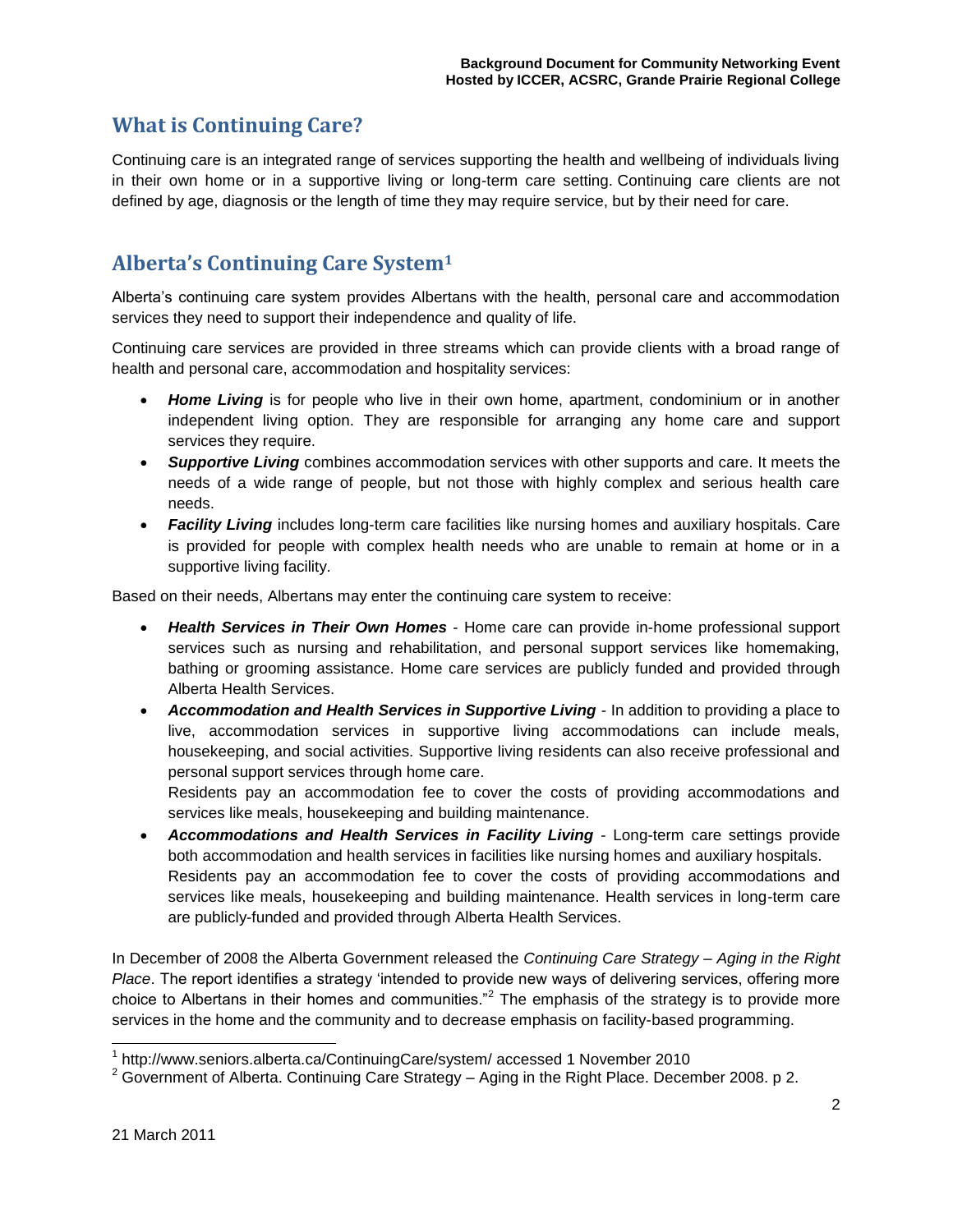## What is Continuing Care?

Continuing care is an integrated range of services supporting the health and wellbeing of individuals living in their own home or in a supportive living or long-term care setting. Continuing care clients are not defined by age, diagnosis or the length of time they may require service, but by their need for care.

## Alberta's Continuing Care System[1]

Alberta's continuing care system provides Albertans with the health, personal care and accommodation services they need to support their independence and quality of life.

Continuing care services are provided in three streams which can provide clients with a broad range of health and personal care, accommodation and hospitality services:

- ***Home Living*** is for people who live in their own home, apartment, condominium or in another independent living option. They are responsible for arranging any home care and support services they require.
- ***Supportive Living*** combines accommodation services with other supports and care. It meets the needs of a wide range of people, but not those with highly complex and serious health care needs.
- ***Facility Living*** includes long-term care facilities like nursing homes and auxiliary hospitals. Care is provided for people with complex health needs who are unable to remain at home or in a supportive living facility.

Based on their needs, Albertans may enter the continuing care system to receive:

- ***Health Services in Their Own Homes*** - Home care can provide in-home professional support services such as nursing and rehabilitation, and personal support services like homemaking, bathing or grooming assistance. Home care services are publicly funded and provided through Alberta Health Services.
- ***Accommodation and Health Services in Supportive Living*** - In addition to providing a place to live, accommodation services in supportive living accommodations can include meals, housekeeping, and social activities. Supportive living residents can also receive professional and personal support services through home care.
  Residents pay an accommodation fee to cover the costs of providing accommodations and services like meals, housekeeping and building maintenance.
- ***Accommodations and Health Services in Facility Living*** - Long-term care settings provide both accommodation and health services in facilities like nursing homes and auxiliary hospitals.
  Residents pay an accommodation fee to cover the costs of providing accommodations and services like meals, housekeeping and building maintenance. Health services in long-term care are publicly-funded and provided through Alberta Health Services.

In December of 2008 the Alberta Government released the *Continuing Care Strategy – Aging in the Right Place*. The report identifies a strategy 'intended to provide new ways of delivering services, offering more choice to Albertans in their homes and communities."[2] The emphasis of the strategy is to provide more services in the home and the community and to decrease emphasis on facility-based programming.

---

[1] http://www.seniors.alberta.ca/ContinuingCare/system/ accessed 1 November 2010

[2] Government of Alberta. Continuing Care Strategy – Aging in the Right Place. December 2008. p 2.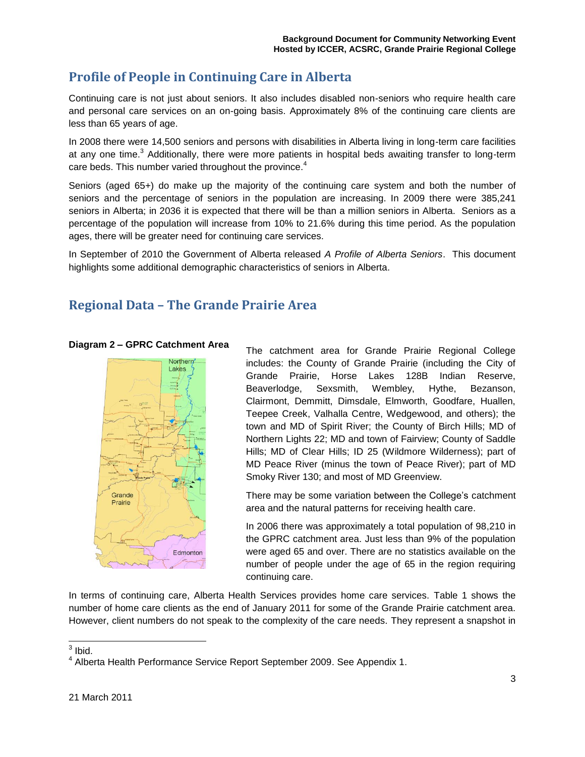## Profile of People in Continuing Care in Alberta

Continuing care is not just about seniors. It also includes disabled non-seniors who require health care and personal care services on an on-going basis. Approximately 8% of the continuing care clients are less than 65 years of age.

In 2008 there were 14,500 seniors and persons with disabilities in Alberta living in long-term care facilities at any one time.[3] Additionally, there were more patients in hospital beds awaiting transfer to long-term care beds. This number varied throughout the province.[4]

Seniors (aged 65+) do make up the majority of the continuing care system and both the number of seniors and the percentage of seniors in the population are increasing. In 2009 there were 385,241 seniors in Alberta; in 2036 it is expected that there will be than a million seniors in Alberta. Seniors as a percentage of the population will increase from 10% to 21.6% during this time period. As the population ages, there will be greater need for continuing care services.

In September of 2010 the Government of Alberta released *A Profile of Alberta Seniors*. This document highlights some additional demographic characteristics of seniors in Alberta.

## Regional Data – The Grande Prairie Area

**Diagram 2 – GPRC Catchment Area**

The catchment area for Grande Prairie Regional College includes: the County of Grande Prairie (including the City of Grande Prairie, Horse Lakes 128B Indian Reserve, Beaverlodge, Sexsmith, Wembley, Hythe, Bezanson, Clairmont, Demmitt, Dimsdale, Elmworth, Goodfare, Huallen, Teepee Creek, Valhalla Centre, Wedgewood, and others); the town and MD of Spirit River; the County of Birch Hills; MD of Northern Lights 22; MD and town of Fairview; County of Saddle Hills; MD of Clear Hills; ID 25 (Wildmore Wilderness); part of MD Peace River (minus the town of Peace River); part of MD Smoky River 130; and most of MD Greenview.

There may be some variation between the College's catchment area and the natural patterns for receiving health care.

In 2006 there was approximately a total population of 98,210 in the GPRC catchment area. Just less than 9% of the population were aged 65 and over. There are no statistics available on the number of people under the age of 65 in the region requiring continuing care.

In terms of continuing care, Alberta Health Services provides home care services. Table 1 shows the number of home care clients as the end of January 2011 for some of the Grande Prairie catchment area. However, client numbers do not speak to the complexity of the care needs. They represent a snapshot in

[3] Ibid.

[4] Alberta Health Performance Service Report September 2009. See Appendix 1.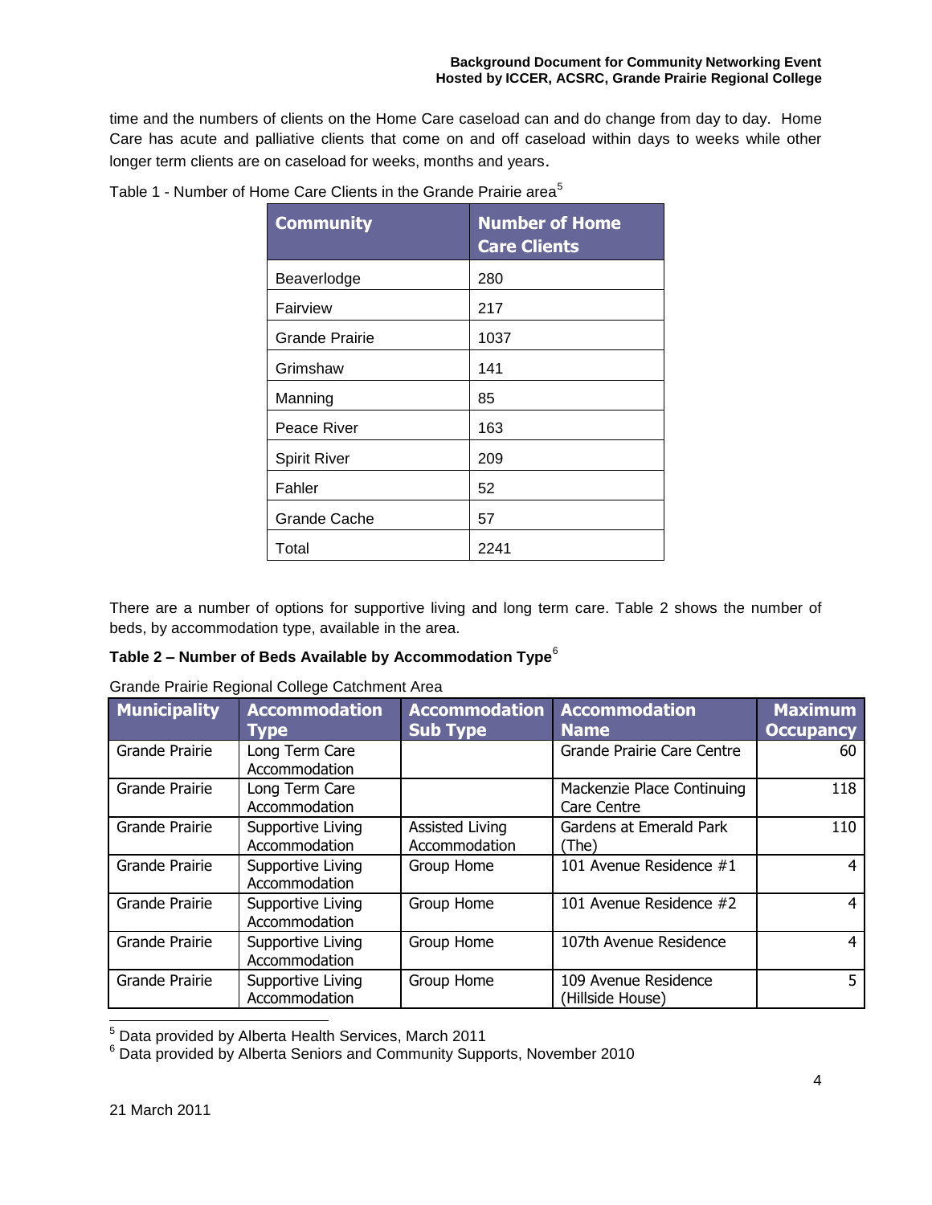time and the numbers of clients on the Home Care caseload can and do change from day to day. Home Care has acute and palliative clients that come on and off caseload within days to weeks while other longer term clients are on caseload for weeks, months and years.

Table 1 - Number of Home Care Clients in the Grande Prairie area[5]

| Community | Number of Home Care Clients |
|---|---|
| Beaverlodge | 280 |
| Fairview | 217 |
| Grande Prairie | 1037 |
| Grimshaw | 141 |
| Manning | 85 |
| Peace River | 163 |
| Spirit River | 209 |
| Fahler | 52 |
| Grande Cache | 57 |
| Total | 2241 |

There are a number of options for supportive living and long term care. Table 2 shows the number of beds, by accommodation type, available in the area.

**Table 2 – Number of Beds Available by Accommodation Type**[6]

Grande Prairie Regional College Catchment Area

| Municipality | Accommodation Type | Accommodation Sub Type | Accommodation Name | Maximum Occupancy |
|---|---|---|---|---|
| Grande Prairie | Long Term Care Accommodation | | Grande Prairie Care Centre | 60 |
| Grande Prairie | Long Term Care Accommodation | | Mackenzie Place Continuing Care Centre | 118 |
| Grande Prairie | Supportive Living Accommodation | Assisted Living Accommodation | Gardens at Emerald Park (The) | 110 |
| Grande Prairie | Supportive Living Accommodation | Group Home | 101 Avenue Residence #1 | 4 |
| Grande Prairie | Supportive Living Accommodation | Group Home | 101 Avenue Residence #2 | 4 |
| Grande Prairie | Supportive Living Accommodation | Group Home | 107th Avenue Residence | 4 |
| Grande Prairie | Supportive Living Accommodation | Group Home | 109 Avenue Residence (Hillside House) | 5 |

[5] Data provided by Alberta Health Services, March 2011

[6] Data provided by Alberta Seniors and Community Supports, November 2010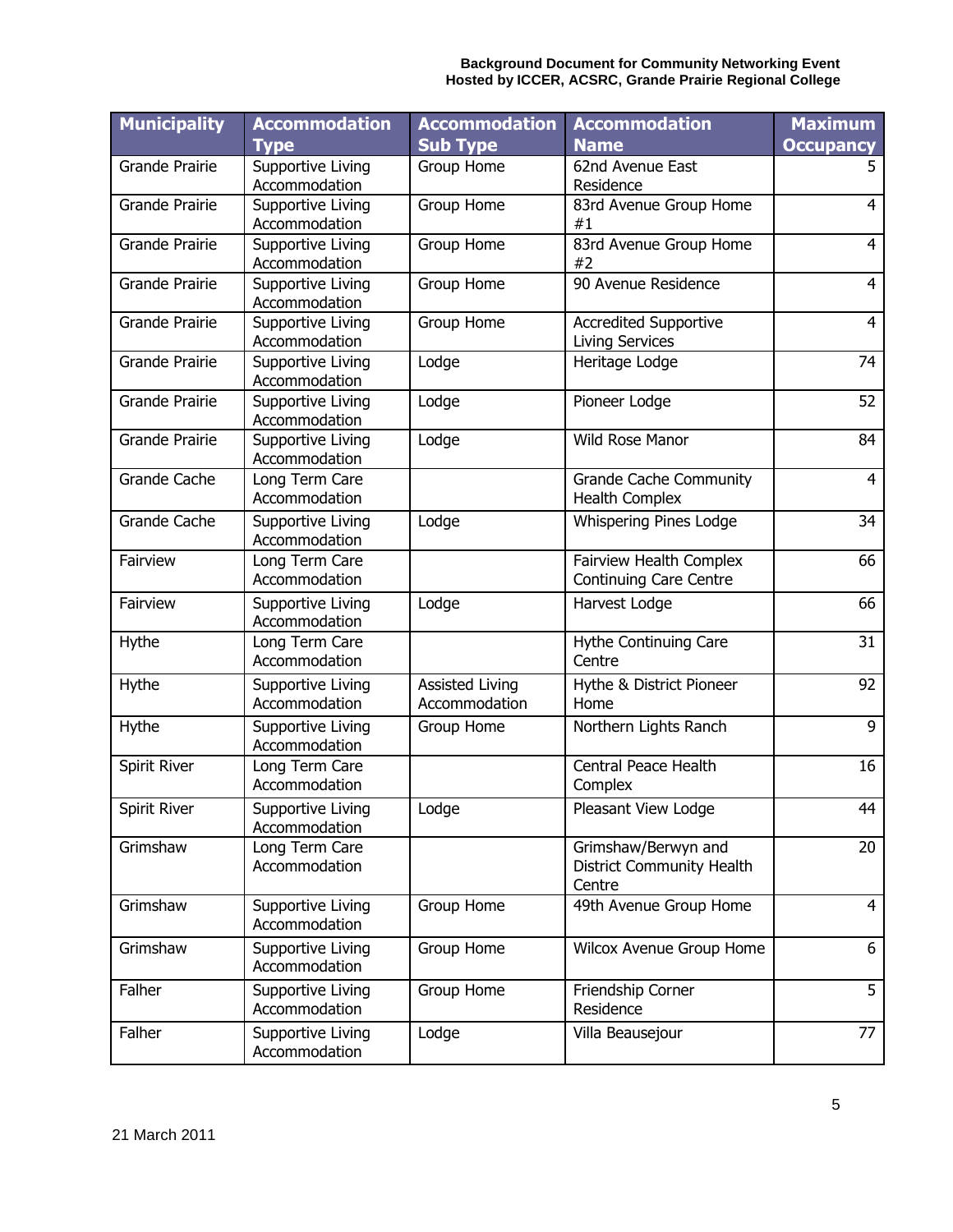| Municipality | Accommodation Type | Accommodation Sub Type | Accommodation Name | Maximum Occupancy |
|---|---|---|---|---|
| Grande Prairie | Supportive Living Accommodation | Group Home | 62nd Avenue East Residence | 5 |
| Grande Prairie | Supportive Living Accommodation | Group Home | 83rd Avenue Group Home #1 | 4 |
| Grande Prairie | Supportive Living Accommodation | Group Home | 83rd Avenue Group Home #2 | 4 |
| Grande Prairie | Supportive Living Accommodation | Group Home | 90 Avenue Residence | 4 |
| Grande Prairie | Supportive Living Accommodation | Group Home | Accredited Supportive Living Services | 4 |
| Grande Prairie | Supportive Living Accommodation | Lodge | Heritage Lodge | 74 |
| Grande Prairie | Supportive Living Accommodation | Lodge | Pioneer Lodge | 52 |
| Grande Prairie | Supportive Living Accommodation | Lodge | Wild Rose Manor | 84 |
| Grande Cache | Long Term Care Accommodation | | Grande Cache Community Health Complex | 4 |
| Grande Cache | Supportive Living Accommodation | Lodge | Whispering Pines Lodge | 34 |
| Fairview | Long Term Care Accommodation | | Fairview Health Complex Continuing Care Centre | 66 |
| Fairview | Supportive Living Accommodation | Lodge | Harvest Lodge | 66 |
| Hythe | Long Term Care Accommodation | | Hythe Continuing Care Centre | 31 |
| Hythe | Supportive Living Accommodation | Assisted Living Accommodation | Hythe & District Pioneer Home | 92 |
| Hythe | Supportive Living Accommodation | Group Home | Northern Lights Ranch | 9 |
| Spirit River | Long Term Care Accommodation | | Central Peace Health Complex | 16 |
| Spirit River | Supportive Living Accommodation | Lodge | Pleasant View Lodge | 44 |
| Grimshaw | Long Term Care Accommodation | | Grimshaw/Berwyn and District Community Health Centre | 20 |
| Grimshaw | Supportive Living Accommodation | Group Home | 49th Avenue Group Home | 4 |
| Grimshaw | Supportive Living Accommodation | Group Home | Wilcox Avenue Group Home | 6 |
| Falher | Supportive Living Accommodation | Group Home | Friendship Corner Residence | 5 |
| Falher | Supportive Living Accommodation | Lodge | Villa Beausejour | 77 |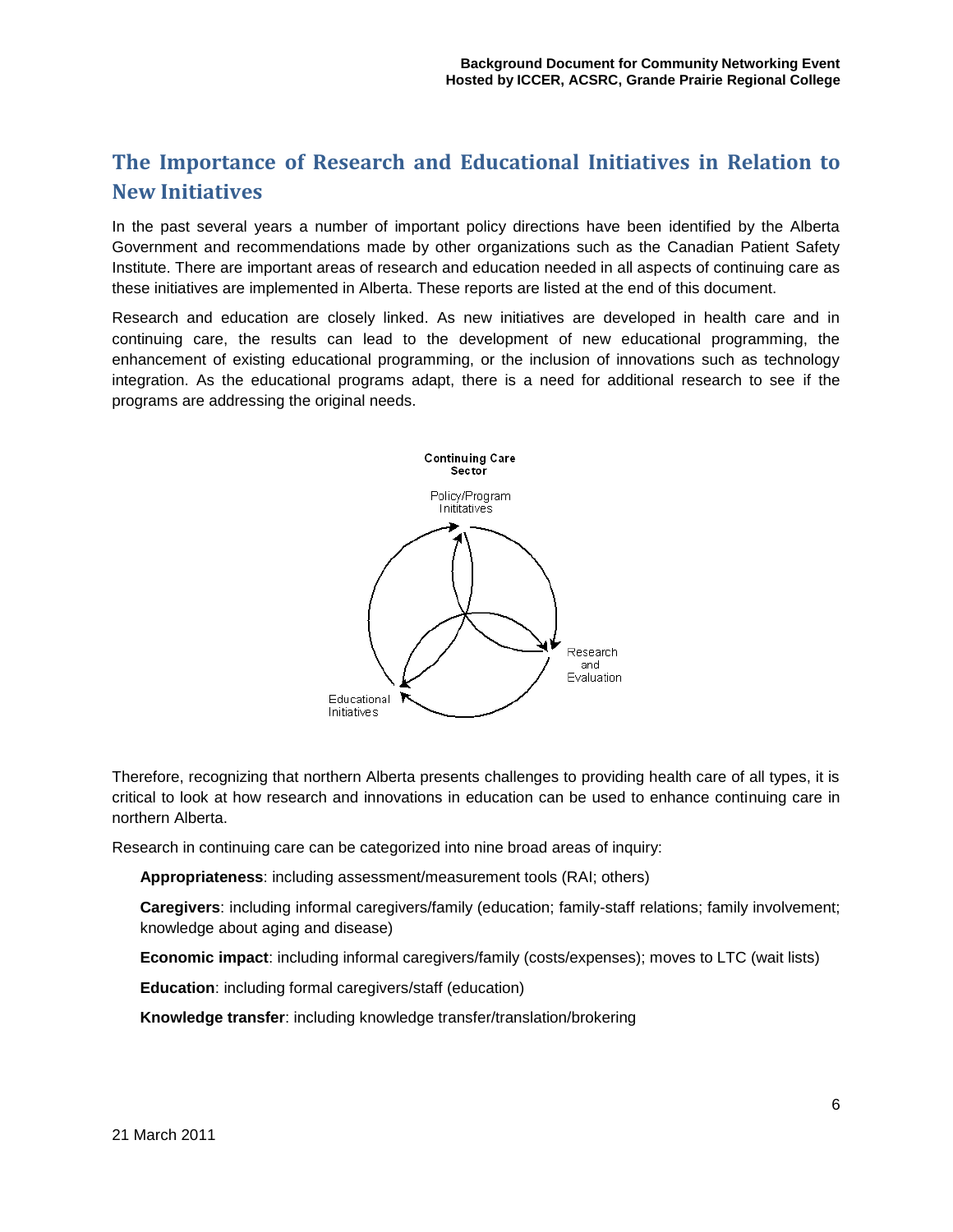## The Importance of Research and Educational Initiatives in Relation to New Initiatives

In the past several years a number of important policy directions have been identified by the Alberta Government and recommendations made by other organizations such as the Canadian Patient Safety Institute. There are important areas of research and education needed in all aspects of continuing care as these initiatives are implemented in Alberta. These reports are listed at the end of this document.

Research and education are closely linked. As new initiatives are developed in health care and in continuing care, the results can lead to the development of new educational programming, the enhancement of existing educational programming, or the inclusion of innovations such as technology integration. As the educational programs adapt, there is a need for additional research to see if the programs are addressing the original needs.

Continuing Care Sector

Policy/Program Inititatives

Research and Evaluation

Educational Initiatives

Therefore, recognizing that northern Alberta presents challenges to providing health care of all types, it is critical to look at how research and innovations in education can be used to enhance continuing care in northern Alberta.

Research in continuing care can be categorized into nine broad areas of inquiry:

**Appropriateness**: including assessment/measurement tools (RAI; others)

**Caregivers**: including informal caregivers/family (education; family-staff relations; family involvement; knowledge about aging and disease)

**Economic impact**: including informal caregivers/family (costs/expenses); moves to LTC (wait lists)

**Education**: including formal caregivers/staff (education)

**Knowledge transfer**: including knowledge transfer/translation/brokering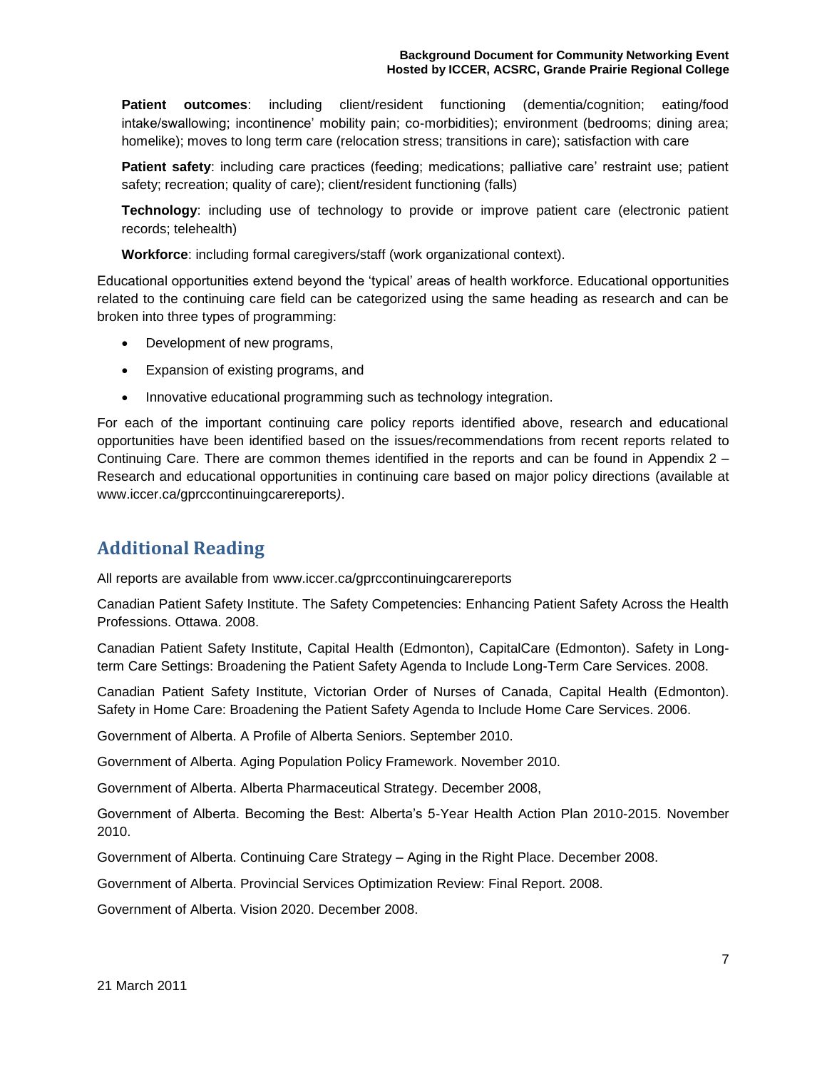**Patient outcomes**: including client/resident functioning (dementia/cognition; eating/food intake/swallowing; incontinence' mobility pain; co-morbidities); environment (bedrooms; dining area; homelike); moves to long term care (relocation stress; transitions in care); satisfaction with care

**Patient safety**: including care practices (feeding; medications; palliative care' restraint use; patient safety; recreation; quality of care); client/resident functioning (falls)

**Technology**: including use of technology to provide or improve patient care (electronic patient records; telehealth)

**Workforce**: including formal caregivers/staff (work organizational context).

Educational opportunities extend beyond the 'typical' areas of health workforce. Educational opportunities related to the continuing care field can be categorized using the same heading as research and can be broken into three types of programming:

- Development of new programs,
- Expansion of existing programs, and
- Innovative educational programming such as technology integration.

For each of the important continuing care policy reports identified above, research and educational opportunities have been identified based on the issues/recommendations from recent reports related to Continuing Care. There are common themes identified in the reports and can be found in Appendix 2 – Research and educational opportunities in continuing care based on major policy directions (available at www.iccer.ca/gprccontinuingcarereports).

## Additional Reading

All reports are available from www.iccer.ca/gprccontinuingcarereports

Canadian Patient Safety Institute. The Safety Competencies: Enhancing Patient Safety Across the Health Professions. Ottawa. 2008.

Canadian Patient Safety Institute, Capital Health (Edmonton), CapitalCare (Edmonton). Safety in Long-term Care Settings: Broadening the Patient Safety Agenda to Include Long-Term Care Services. 2008.

Canadian Patient Safety Institute, Victorian Order of Nurses of Canada, Capital Health (Edmonton). Safety in Home Care: Broadening the Patient Safety Agenda to Include Home Care Services. 2006.

Government of Alberta. A Profile of Alberta Seniors. September 2010.

Government of Alberta. Aging Population Policy Framework. November 2010.

Government of Alberta. Alberta Pharmaceutical Strategy. December 2008,

Government of Alberta. Becoming the Best: Alberta's 5-Year Health Action Plan 2010-2015. November 2010.

Government of Alberta. Continuing Care Strategy – Aging in the Right Place. December 2008.

Government of Alberta. Provincial Services Optimization Review: Final Report. 2008.

Government of Alberta. Vision 2020. December 2008.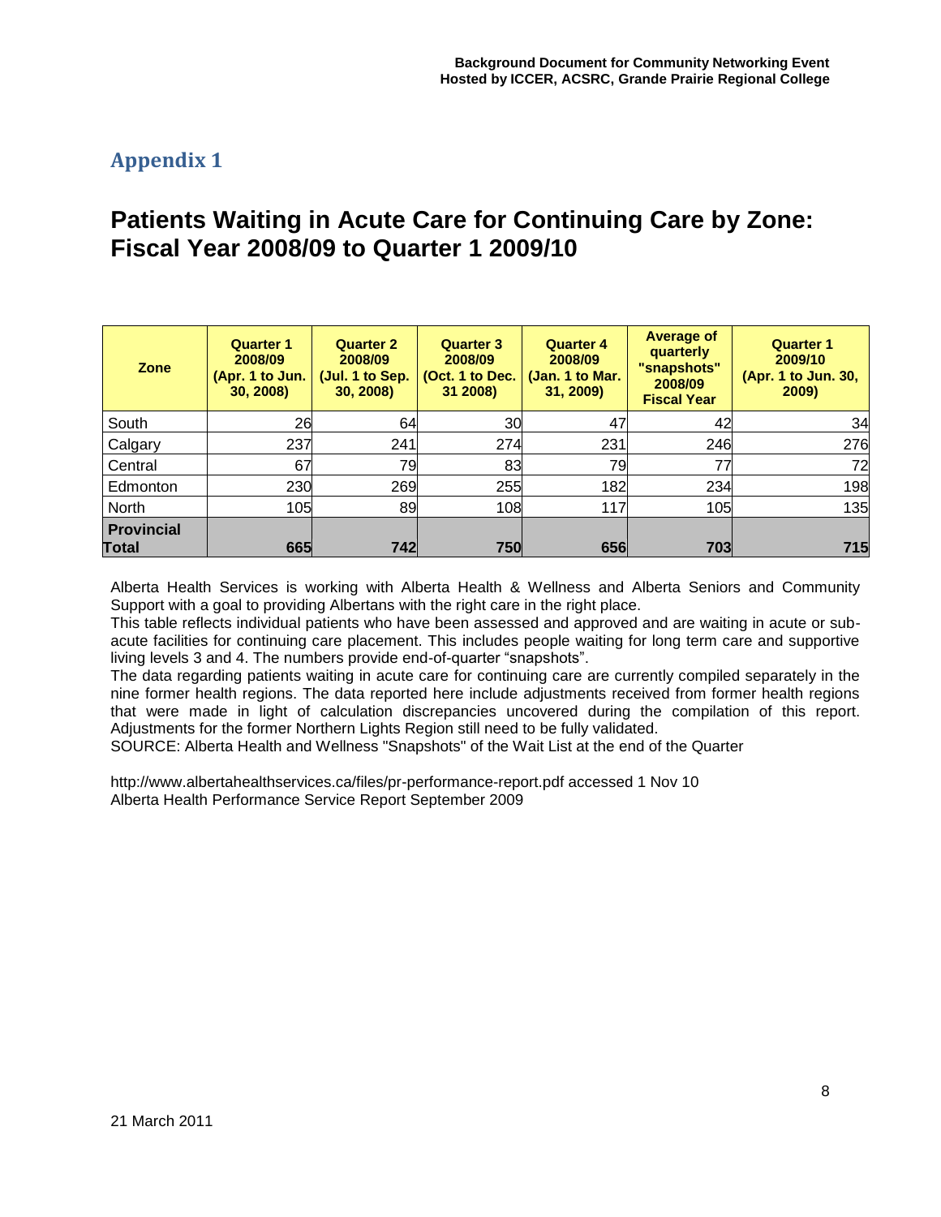## Appendix 1

# Patients Waiting in Acute Care for Continuing Care by Zone: Fiscal Year 2008/09 to Quarter 1 2009/10

| Zone | Quarter 1 2008/09 (Apr. 1 to Jun. 30, 2008) | Quarter 2 2008/09 (Jul. 1 to Sep. 30, 2008) | Quarter 3 2008/09 (Oct. 1 to Dec. 31 2008) | Quarter 4 2008/09 (Jan. 1 to Mar. 31, 2009) | Average of quarterly "snapshots" 2008/09 Fiscal Year | Quarter 1 2009/10 (Apr. 1 to Jun. 30, 2009) |
|---|---|---|---|---|---|---|
| South | 26 | 64 | 30 | 47 | 42 | 34 |
| Calgary | 237 | 241 | 274 | 231 | 246 | 276 |
| Central | 67 | 79 | 83 | 79 | 77 | 72 |
| Edmonton | 230 | 269 | 255 | 182 | 234 | 198 |
| North | 105 | 89 | 108 | 117 | 105 | 135 |
| **Provincial Total** | **665** | **742** | **750** | **656** | **703** | **715** |

Alberta Health Services is working with Alberta Health & Wellness and Alberta Seniors and Community Support with a goal to providing Albertans with the right care in the right place.
This table reflects individual patients who have been assessed and approved and are waiting in acute or sub-acute facilities for continuing care placement. This includes people waiting for long term care and supportive living levels 3 and 4. The numbers provide end-of-quarter "snapshots".
The data regarding patients waiting in acute care for continuing care are currently compiled separately in the nine former health regions. The data reported here include adjustments received from former health regions that were made in light of calculation discrepancies uncovered during the compilation of this report. Adjustments for the former Northern Lights Region still need to be fully validated.
SOURCE: Alberta Health and Wellness "Snapshots" of the Wait List at the end of the Quarter

http://www.albertahealthservices.ca/files/pr-performance-report.pdf accessed 1 Nov 10
Alberta Health Performance Service Report September 2009

21 March 2011